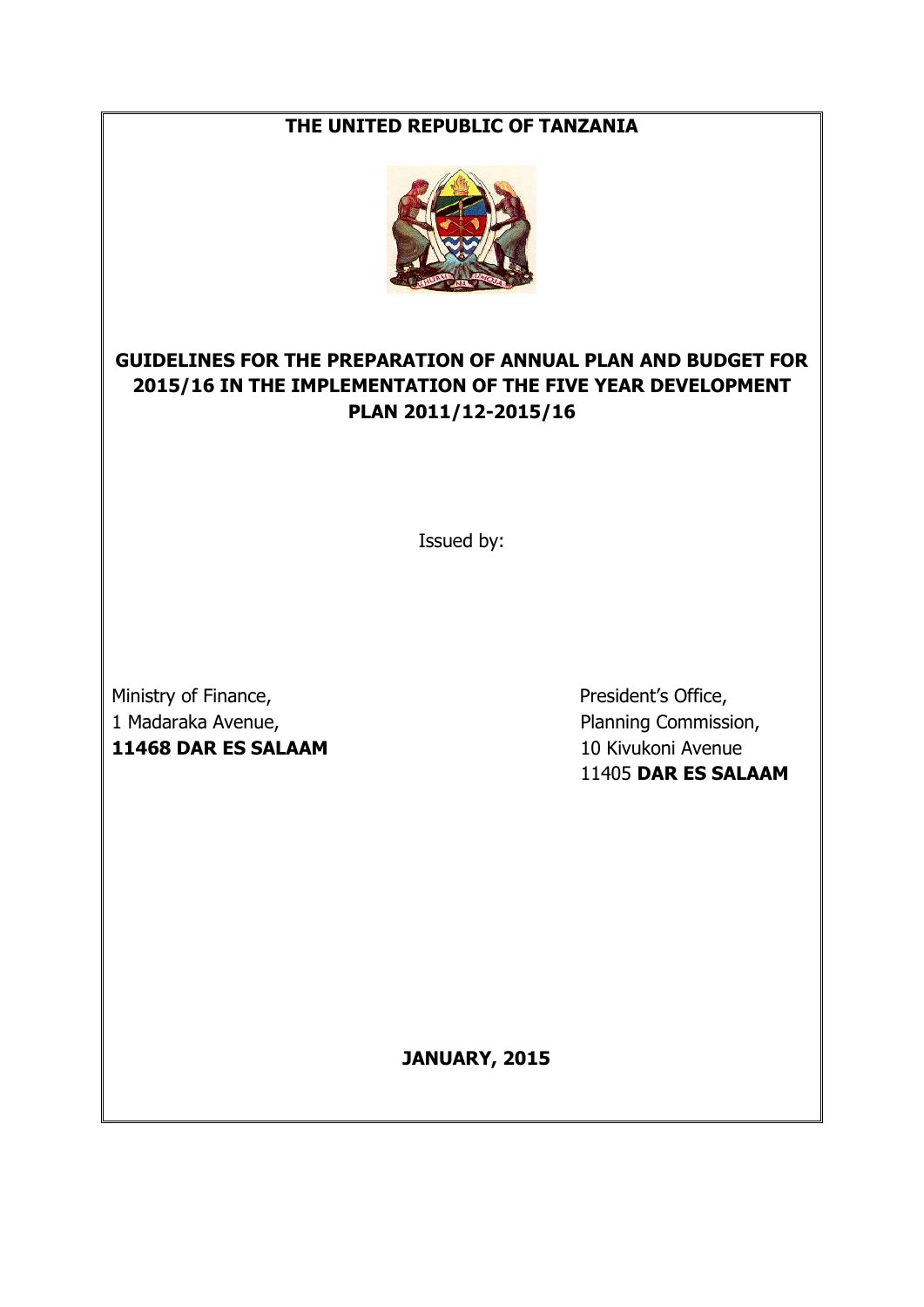**THE UNITED REPUBLIC OF TANZANIA**

# GUIDELINES FOR THE PREPARATION OF ANNUAL PLAN AND BUDGET FOR 2015/16 IN THE IMPLEMENTATION OF THE FIVE YEAR DEVELOPMENT PLAN 2011/12-2015/16

Issued by:

Ministry of Finance,
1 Madaraka Avenue,
**11468 DAR ES SALAAM**

President's Office,
Planning Commission,
10 Kivukoni Avenue
11405 **DAR ES SALAAM**

**JANUARY, 2015**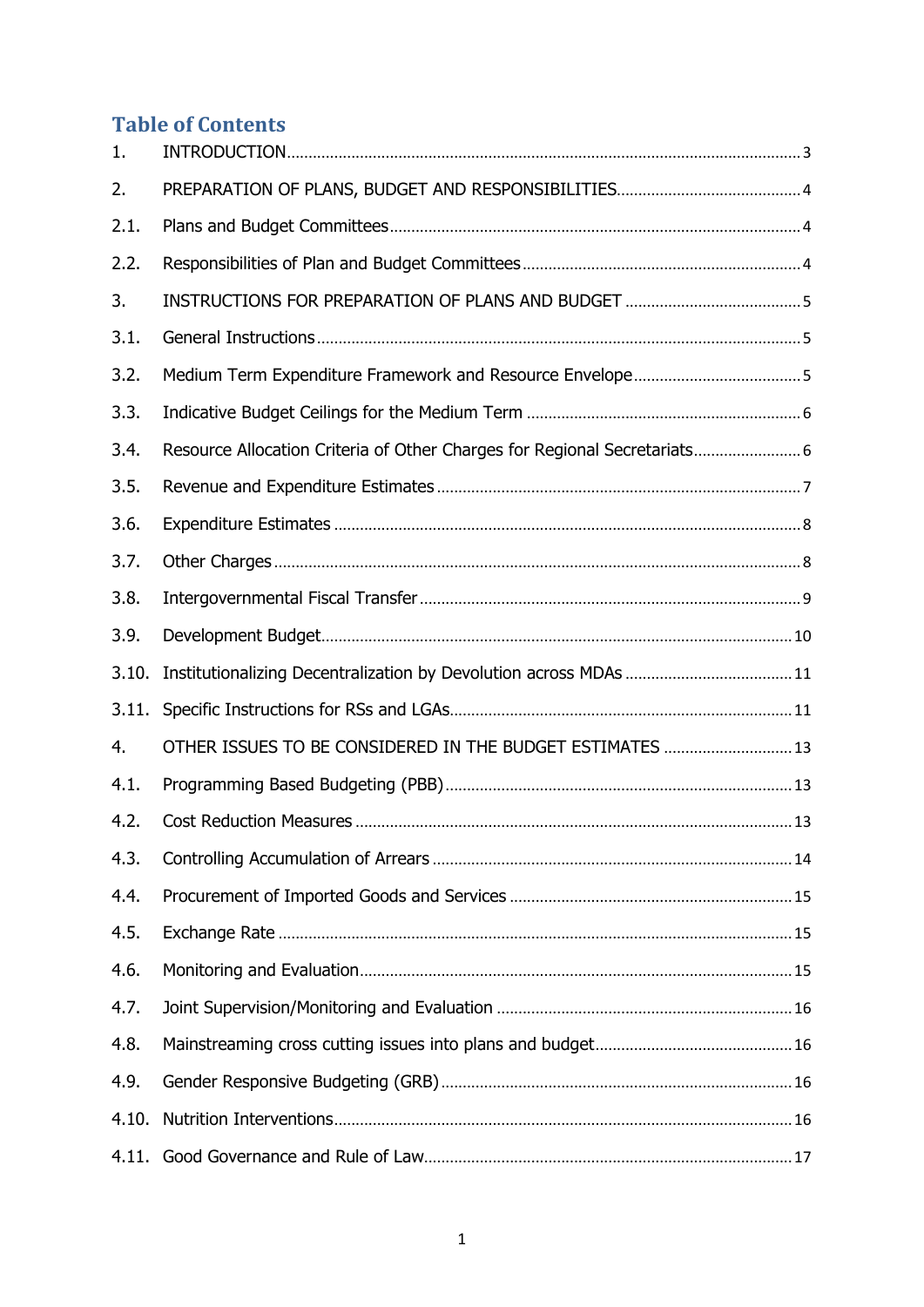## Table of Contents

| | | |
|---|---|---|
| 1. | INTRODUCTION | 3 |
| 2. | PREPARATION OF PLANS, BUDGET AND RESPONSIBILITIES | 4 |
| 2.1. | Plans and Budget Committees | 4 |
| 2.2. | Responsibilities of Plan and Budget Committees | 4 |
| 3. | INSTRUCTIONS FOR PREPARATION OF PLANS AND BUDGET | 5 |
| 3.1. | General Instructions | 5 |
| 3.2. | Medium Term Expenditure Framework and Resource Envelope | 5 |
| 3.3. | Indicative Budget Ceilings for the Medium Term | 6 |
| 3.4. | Resource Allocation Criteria of Other Charges for Regional Secretariats | 6 |
| 3.5. | Revenue and Expenditure Estimates | 7 |
| 3.6. | Expenditure Estimates | 8 |
| 3.7. | Other Charges | 8 |
| 3.8. | Intergovernmental Fiscal Transfer | 9 |
| 3.9. | Development Budget | 10 |
| 3.10. | Institutionalizing Decentralization by Devolution across MDAs | 11 |
| 3.11. | Specific Instructions for RSs and LGAs | 11 |
| 4. | OTHER ISSUES TO BE CONSIDERED IN THE BUDGET ESTIMATES | 13 |
| 4.1. | Programming Based Budgeting (PBB) | 13 |
| 4.2. | Cost Reduction Measures | 13 |
| 4.3. | Controlling Accumulation of Arrears | 14 |
| 4.4. | Procurement of Imported Goods and Services | 15 |
| 4.5. | Exchange Rate | 15 |
| 4.6. | Monitoring and Evaluation | 15 |
| 4.7. | Joint Supervision/Monitoring and Evaluation | 16 |
| 4.8. | Mainstreaming cross cutting issues into plans and budget | 16 |
| 4.9. | Gender Responsive Budgeting (GRB) | 16 |
| 4.10. | Nutrition Interventions | 16 |
| 4.11. | Good Governance and Rule of Law | 17 |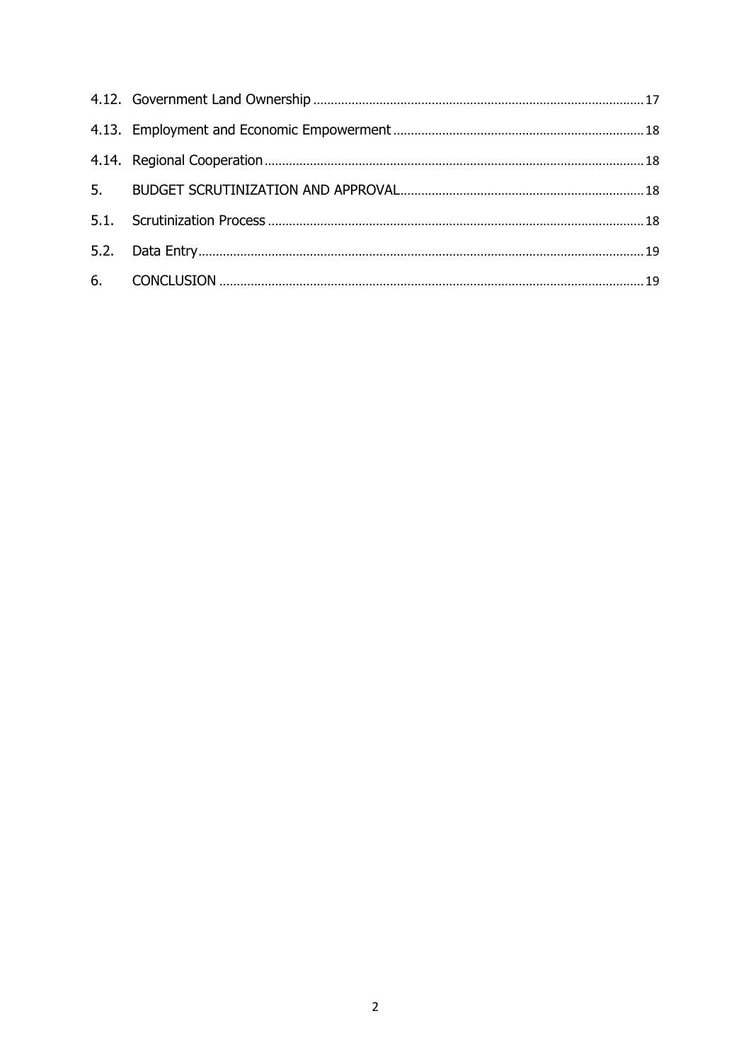4.12. Government Land Ownership ........ 17

4.13. Employment and Economic Empowerment ........ 18

4.14. Regional Cooperation ........ 18

5. BUDGET SCRUTINIZATION AND APPROVAL ........ 18

5.1. Scrutinization Process ........ 18

5.2. Data Entry ........ 19

6. CONCLUSION ........ 19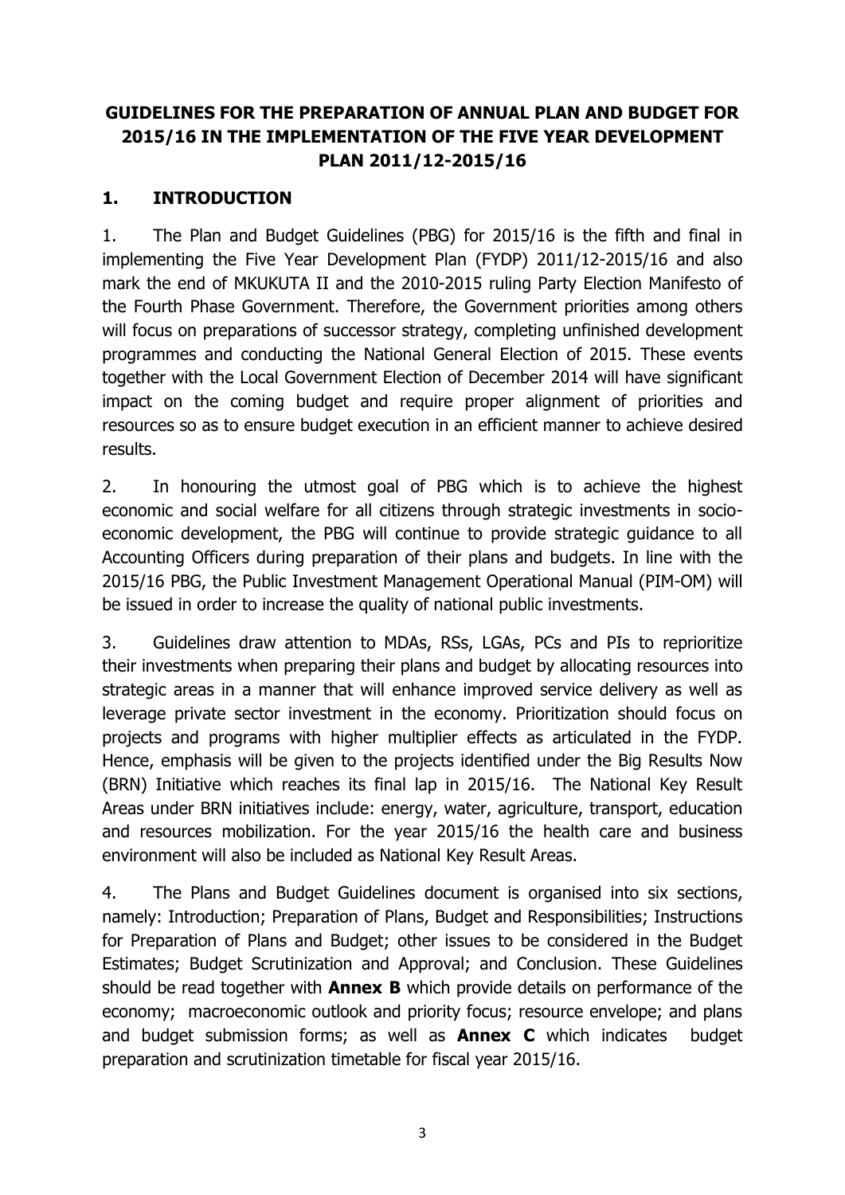# GUIDELINES FOR THE PREPARATION OF ANNUAL PLAN AND BUDGET FOR 2015/16 IN THE IMPLEMENTATION OF THE FIVE YEAR DEVELOPMENT PLAN 2011/12-2015/16

## 1. INTRODUCTION

1. The Plan and Budget Guidelines (PBG) for 2015/16 is the fifth and final in implementing the Five Year Development Plan (FYDP) 2011/12-2015/16 and also mark the end of MKUKUTA II and the 2010-2015 ruling Party Election Manifesto of the Fourth Phase Government. Therefore, the Government priorities among others will focus on preparations of successor strategy, completing unfinished development programmes and conducting the National General Election of 2015. These events together with the Local Government Election of December 2014 will have significant impact on the coming budget and require proper alignment of priorities and resources so as to ensure budget execution in an efficient manner to achieve desired results.

2. In honouring the utmost goal of PBG which is to achieve the highest economic and social welfare for all citizens through strategic investments in socio-economic development, the PBG will continue to provide strategic guidance to all Accounting Officers during preparation of their plans and budgets. In line with the 2015/16 PBG, the Public Investment Management Operational Manual (PIM-OM) will be issued in order to increase the quality of national public investments.

3. Guidelines draw attention to MDAs, RSs, LGAs, PCs and PIs to reprioritize their investments when preparing their plans and budget by allocating resources into strategic areas in a manner that will enhance improved service delivery as well as leverage private sector investment in the economy. Prioritization should focus on projects and programs with higher multiplier effects as articulated in the FYDP. Hence, emphasis will be given to the projects identified under the Big Results Now (BRN) Initiative which reaches its final lap in 2015/16. The National Key Result Areas under BRN initiatives include: energy, water, agriculture, transport, education and resources mobilization. For the year 2015/16 the health care and business environment will also be included as National Key Result Areas.

4. The Plans and Budget Guidelines document is organised into six sections, namely: Introduction; Preparation of Plans, Budget and Responsibilities; Instructions for Preparation of Plans and Budget; other issues to be considered in the Budget Estimates; Budget Scrutinization and Approval; and Conclusion. These Guidelines should be read together with **Annex B** which provide details on performance of the economy; macroeconomic outlook and priority focus; resource envelope; and plans and budget submission forms; as well as **Annex C** which indicates budget preparation and scrutinization timetable for fiscal year 2015/16.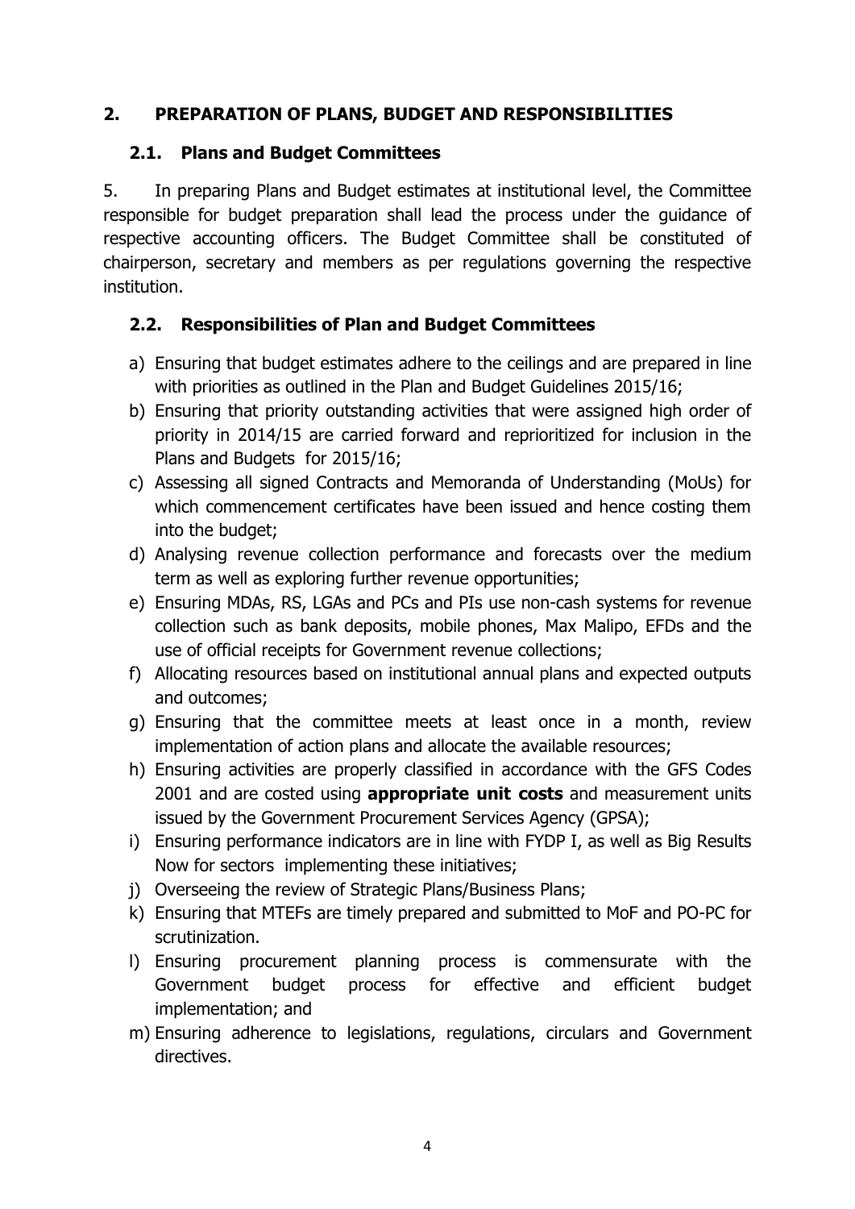## 2. PREPARATION OF PLANS, BUDGET AND RESPONSIBILITIES

### 2.1. Plans and Budget Committees

5. In preparing Plans and Budget estimates at institutional level, the Committee responsible for budget preparation shall lead the process under the guidance of respective accounting officers. The Budget Committee shall be constituted of chairperson, secretary and members as per regulations governing the respective institution.

### 2.2. Responsibilities of Plan and Budget Committees

a) Ensuring that budget estimates adhere to the ceilings and are prepared in line with priorities as outlined in the Plan and Budget Guidelines 2015/16;
b) Ensuring that priority outstanding activities that were assigned high order of priority in 2014/15 are carried forward and reprioritized for inclusion in the Plans and Budgets for 2015/16;
c) Assessing all signed Contracts and Memoranda of Understanding (MoUs) for which commencement certificates have been issued and hence costing them into the budget;
d) Analysing revenue collection performance and forecasts over the medium term as well as exploring further revenue opportunities;
e) Ensuring MDAs, RS, LGAs and PCs and PIs use non-cash systems for revenue collection such as bank deposits, mobile phones, Max Malipo, EFDs and the use of official receipts for Government revenue collections;
f) Allocating resources based on institutional annual plans and expected outputs and outcomes;
g) Ensuring that the committee meets at least once in a month, review implementation of action plans and allocate the available resources;
h) Ensuring activities are properly classified in accordance with the GFS Codes 2001 and are costed using **appropriate unit costs** and measurement units issued by the Government Procurement Services Agency (GPSA);
i) Ensuring performance indicators are in line with FYDP I, as well as Big Results Now for sectors implementing these initiatives;
j) Overseeing the review of Strategic Plans/Business Plans;
k) Ensuring that MTEFs are timely prepared and submitted to MoF and PO-PC for scrutinization.
l) Ensuring procurement planning process is commensurate with the Government budget process for effective and efficient budget implementation; and
m) Ensuring adherence to legislations, regulations, circulars and Government directives.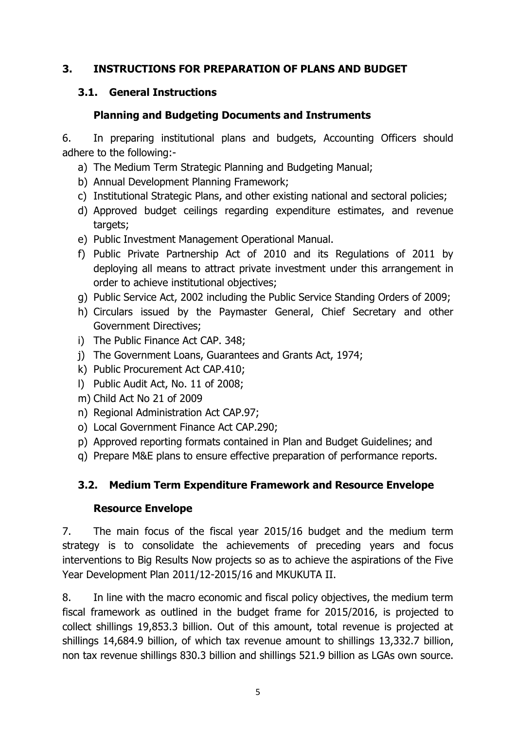# 3. INSTRUCTIONS FOR PREPARATION OF PLANS AND BUDGET

## 3.1. General Instructions

### Planning and Budgeting Documents and Instruments

6. In preparing institutional plans and budgets, Accounting Officers should adhere to the following:-

a) The Medium Term Strategic Planning and Budgeting Manual;
b) Annual Development Planning Framework;
c) Institutional Strategic Plans, and other existing national and sectoral policies;
d) Approved budget ceilings regarding expenditure estimates, and revenue targets;
e) Public Investment Management Operational Manual.
f) Public Private Partnership Act of 2010 and its Regulations of 2011 by deploying all means to attract private investment under this arrangement in order to achieve institutional objectives;
g) Public Service Act, 2002 including the Public Service Standing Orders of 2009;
h) Circulars issued by the Paymaster General, Chief Secretary and other Government Directives;
i) The Public Finance Act CAP. 348;
j) The Government Loans, Guarantees and Grants Act, 1974;
k) Public Procurement Act CAP.410;
l) Public Audit Act, No. 11 of 2008;
m) Child Act No 21 of 2009
n) Regional Administration Act CAP.97;
o) Local Government Finance Act CAP.290;
p) Approved reporting formats contained in Plan and Budget Guidelines; and
q) Prepare M&E plans to ensure effective preparation of performance reports.

## 3.2. Medium Term Expenditure Framework and Resource Envelope

### Resource Envelope

7. The main focus of the fiscal year 2015/16 budget and the medium term strategy is to consolidate the achievements of preceding years and focus interventions to Big Results Now projects so as to achieve the aspirations of the Five Year Development Plan 2011/12-2015/16 and MKUKUTA II.

8. In line with the macro economic and fiscal policy objectives, the medium term fiscal framework as outlined in the budget frame for 2015/2016, is projected to collect shillings 19,853.3 billion. Out of this amount, total revenue is projected at shillings 14,684.9 billion, of which tax revenue amount to shillings 13,332.7 billion, non tax revenue shillings 830.3 billion and shillings 521.9 billion as LGAs own source.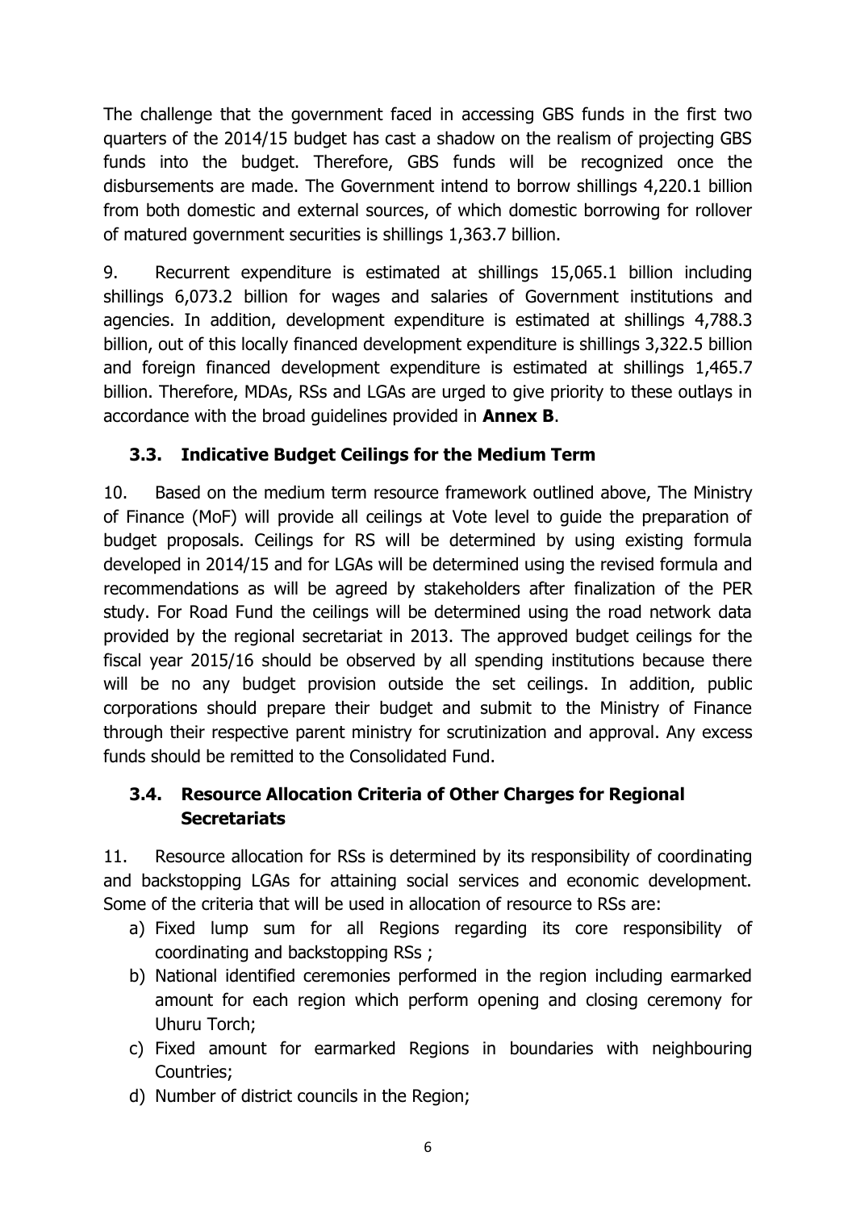The challenge that the government faced in accessing GBS funds in the first two quarters of the 2014/15 budget has cast a shadow on the realism of projecting GBS funds into the budget. Therefore, GBS funds will be recognized once the disbursements are made. The Government intend to borrow shillings 4,220.1 billion from both domestic and external sources, of which domestic borrowing for rollover of matured government securities is shillings 1,363.7 billion.

9. Recurrent expenditure is estimated at shillings 15,065.1 billion including shillings 6,073.2 billion for wages and salaries of Government institutions and agencies. In addition, development expenditure is estimated at shillings 4,788.3 billion, out of this locally financed development expenditure is shillings 3,322.5 billion and foreign financed development expenditure is estimated at shillings 1,465.7 billion. Therefore, MDAs, RSs and LGAs are urged to give priority to these outlays in accordance with the broad guidelines provided in **Annex B**.

### 3.3. Indicative Budget Ceilings for the Medium Term

10. Based on the medium term resource framework outlined above, The Ministry of Finance (MoF) will provide all ceilings at Vote level to guide the preparation of budget proposals. Ceilings for RS will be determined by using existing formula developed in 2014/15 and for LGAs will be determined using the revised formula and recommendations as will be agreed by stakeholders after finalization of the PER study. For Road Fund the ceilings will be determined using the road network data provided by the regional secretariat in 2013. The approved budget ceilings for the fiscal year 2015/16 should be observed by all spending institutions because there will be no any budget provision outside the set ceilings. In addition, public corporations should prepare their budget and submit to the Ministry of Finance through their respective parent ministry for scrutinization and approval. Any excess funds should be remitted to the Consolidated Fund.

### 3.4. Resource Allocation Criteria of Other Charges for Regional Secretariats

11. Resource allocation for RSs is determined by its responsibility of coordinating and backstopping LGAs for attaining social services and economic development. Some of the criteria that will be used in allocation of resource to RSs are:

a) Fixed lump sum for all Regions regarding its core responsibility of coordinating and backstopping RSs ;
b) National identified ceremonies performed in the region including earmarked amount for each region which perform opening and closing ceremony for Uhuru Torch;
c) Fixed amount for earmarked Regions in boundaries with neighbouring Countries;
d) Number of district councils in the Region;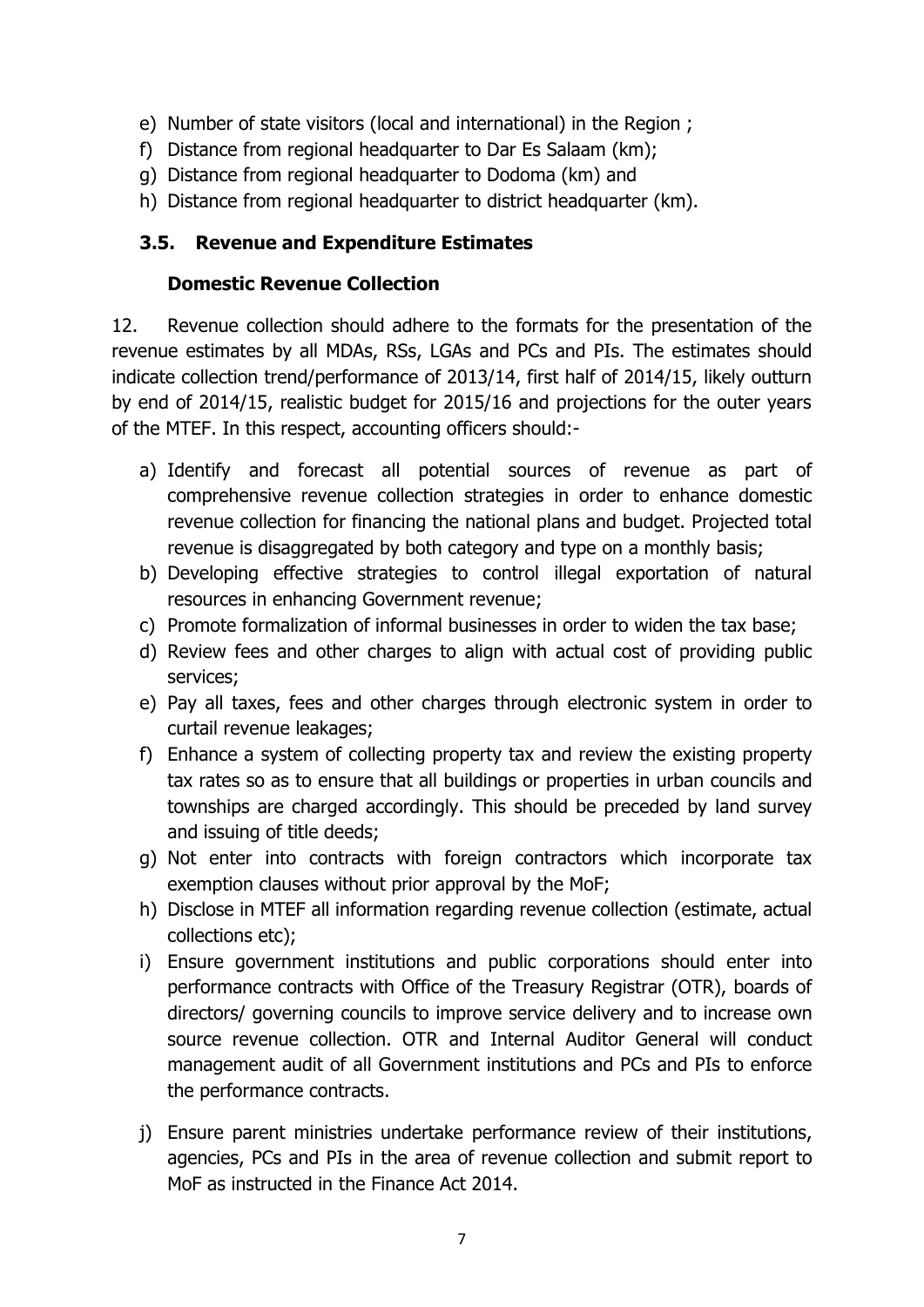e) Number of state visitors (local and international) in the Region ;
f) Distance from regional headquarter to Dar Es Salaam (km);
g) Distance from regional headquarter to Dodoma (km) and
h) Distance from regional headquarter to district headquarter (km).

### 3.5. Revenue and Expenditure Estimates

#### Domestic Revenue Collection

12. Revenue collection should adhere to the formats for the presentation of the revenue estimates by all MDAs, RSs, LGAs and PCs and PIs. The estimates should indicate collection trend/performance of 2013/14, first half of 2014/15, likely outturn by end of 2014/15, realistic budget for 2015/16 and projections for the outer years of the MTEF. In this respect, accounting officers should:-

a) Identify and forecast all potential sources of revenue as part of comprehensive revenue collection strategies in order to enhance domestic revenue collection for financing the national plans and budget. Projected total revenue is disaggregated by both category and type on a monthly basis;
b) Developing effective strategies to control illegal exportation of natural resources in enhancing Government revenue;
c) Promote formalization of informal businesses in order to widen the tax base;
d) Review fees and other charges to align with actual cost of providing public services;
e) Pay all taxes, fees and other charges through electronic system in order to curtail revenue leakages;
f) Enhance a system of collecting property tax and review the existing property tax rates so as to ensure that all buildings or properties in urban councils and townships are charged accordingly. This should be preceded by land survey and issuing of title deeds;
g) Not enter into contracts with foreign contractors which incorporate tax exemption clauses without prior approval by the MoF;
h) Disclose in MTEF all information regarding revenue collection (estimate, actual collections etc);
i) Ensure government institutions and public corporations should enter into performance contracts with Office of the Treasury Registrar (OTR), boards of directors/ governing councils to improve service delivery and to increase own source revenue collection. OTR and Internal Auditor General will conduct management audit of all Government institutions and PCs and PIs to enforce the performance contracts.
j) Ensure parent ministries undertake performance review of their institutions, agencies, PCs and PIs in the area of revenue collection and submit report to MoF as instructed in the Finance Act 2014.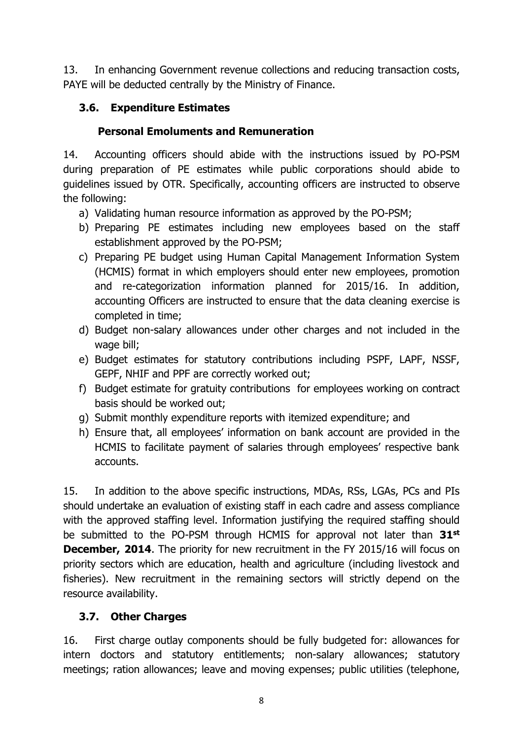13. In enhancing Government revenue collections and reducing transaction costs, PAYE will be deducted centrally by the Ministry of Finance.

### 3.6. Expenditure Estimates

#### Personal Emoluments and Remuneration

14. Accounting officers should abide with the instructions issued by PO-PSM during preparation of PE estimates while public corporations should abide to guidelines issued by OTR. Specifically, accounting officers are instructed to observe the following:

a) Validating human resource information as approved by the PO-PSM;
b) Preparing PE estimates including new employees based on the staff establishment approved by the PO-PSM;
c) Preparing PE budget using Human Capital Management Information System (HCMIS) format in which employers should enter new employees, promotion and re-categorization information planned for 2015/16. In addition, accounting Officers are instructed to ensure that the data cleaning exercise is completed in time;
d) Budget non-salary allowances under other charges and not included in the wage bill;
e) Budget estimates for statutory contributions including PSPF, LAPF, NSSF, GEPF, NHIF and PPF are correctly worked out;
f) Budget estimate for gratuity contributions for employees working on contract basis should be worked out;
g) Submit monthly expenditure reports with itemized expenditure; and
h) Ensure that, all employees' information on bank account are provided in the HCMIS to facilitate payment of salaries through employees' respective bank accounts.

15. In addition to the above specific instructions, MDAs, RSs, LGAs, PCs and PIs should undertake an evaluation of existing staff in each cadre and assess compliance with the approved staffing level. Information justifying the required staffing should be submitted to the PO-PSM through HCMIS for approval not later than **31st December, 2014**. The priority for new recruitment in the FY 2015/16 will focus on priority sectors which are education, health and agriculture (including livestock and fisheries). New recruitment in the remaining sectors will strictly depend on the resource availability.

### 3.7. Other Charges

16. First charge outlay components should be fully budgeted for: allowances for intern doctors and statutory entitlements; non-salary allowances; statutory meetings; ration allowances; leave and moving expenses; public utilities (telephone,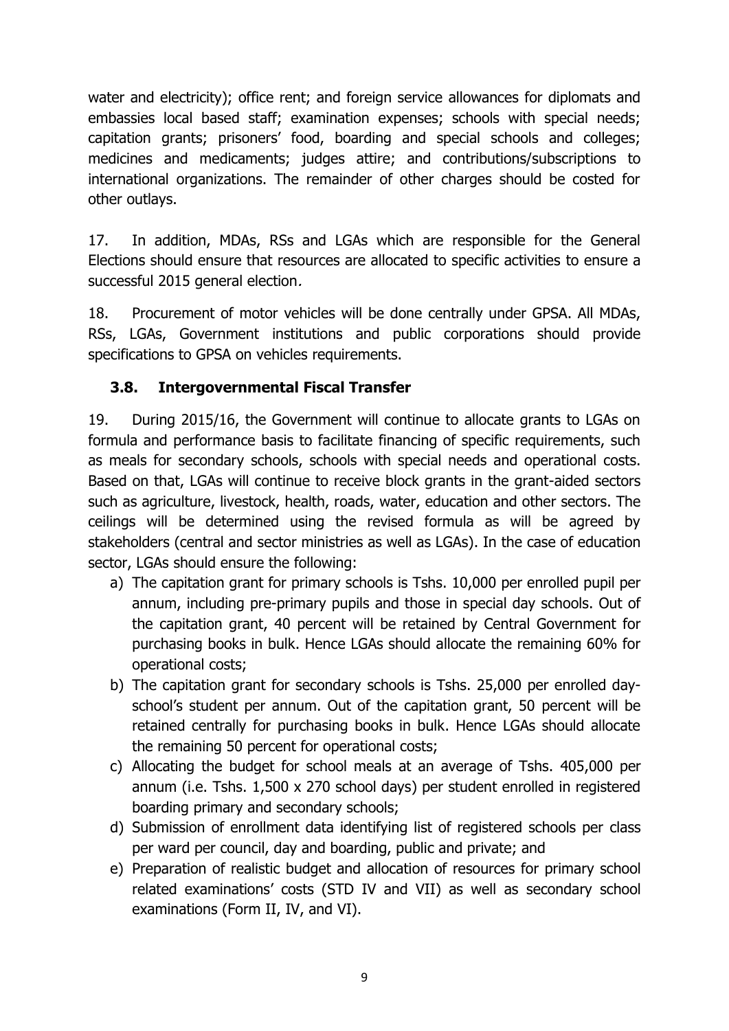water and electricity); office rent; and foreign service allowances for diplomats and embassies local based staff; examination expenses; schools with special needs; capitation grants; prisoners' food, boarding and special schools and colleges; medicines and medicaments; judges attire; and contributions/subscriptions to international organizations. The remainder of other charges should be costed for other outlays.

17. In addition, MDAs, RSs and LGAs which are responsible for the General Elections should ensure that resources are allocated to specific activities to ensure a successful 2015 general election.

18. Procurement of motor vehicles will be done centrally under GPSA. All MDAs, RSs, LGAs, Government institutions and public corporations should provide specifications to GPSA on vehicles requirements.

### 3.8. Intergovernmental Fiscal Transfer

19. During 2015/16, the Government will continue to allocate grants to LGAs on formula and performance basis to facilitate financing of specific requirements, such as meals for secondary schools, schools with special needs and operational costs. Based on that, LGAs will continue to receive block grants in the grant-aided sectors such as agriculture, livestock, health, roads, water, education and other sectors. The ceilings will be determined using the revised formula as will be agreed by stakeholders (central and sector ministries as well as LGAs). In the case of education sector, LGAs should ensure the following:

a) The capitation grant for primary schools is Tshs. 10,000 per enrolled pupil per annum, including pre-primary pupils and those in special day schools. Out of the capitation grant, 40 percent will be retained by Central Government for purchasing books in bulk. Hence LGAs should allocate the remaining 60% for operational costs;
b) The capitation grant for secondary schools is Tshs. 25,000 per enrolled day-school's student per annum. Out of the capitation grant, 50 percent will be retained centrally for purchasing books in bulk. Hence LGAs should allocate the remaining 50 percent for operational costs;
c) Allocating the budget for school meals at an average of Tshs. 405,000 per annum (i.e. Tshs. 1,500 x 270 school days) per student enrolled in registered boarding primary and secondary schools;
d) Submission of enrollment data identifying list of registered schools per class per ward per council, day and boarding, public and private; and
e) Preparation of realistic budget and allocation of resources for primary school related examinations' costs (STD IV and VII) as well as secondary school examinations (Form II, IV, and VI).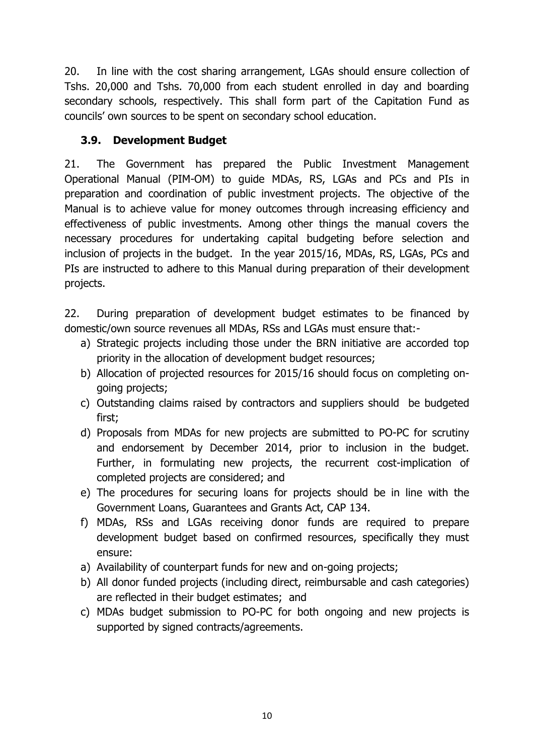20. In line with the cost sharing arrangement, LGAs should ensure collection of Tshs. 20,000 and Tshs. 70,000 from each student enrolled in day and boarding secondary schools, respectively. This shall form part of the Capitation Fund as councils' own sources to be spent on secondary school education.

### 3.9. Development Budget

21. The Government has prepared the Public Investment Management Operational Manual (PIM-OM) to guide MDAs, RS, LGAs and PCs and PIs in preparation and coordination of public investment projects. The objective of the Manual is to achieve value for money outcomes through increasing efficiency and effectiveness of public investments. Among other things the manual covers the necessary procedures for undertaking capital budgeting before selection and inclusion of projects in the budget. In the year 2015/16, MDAs, RS, LGAs, PCs and PIs are instructed to adhere to this Manual during preparation of their development projects.

22. During preparation of development budget estimates to be financed by domestic/own source revenues all MDAs, RSs and LGAs must ensure that:-

a) Strategic projects including those under the BRN initiative are accorded top priority in the allocation of development budget resources;
b) Allocation of projected resources for 2015/16 should focus on completing on-going projects;
c) Outstanding claims raised by contractors and suppliers should be budgeted first;
d) Proposals from MDAs for new projects are submitted to PO-PC for scrutiny and endorsement by December 2014, prior to inclusion in the budget. Further, in formulating new projects, the recurrent cost-implication of completed projects are considered; and
e) The procedures for securing loans for projects should be in line with the Government Loans, Guarantees and Grants Act, CAP 134.
f) MDAs, RSs and LGAs receiving donor funds are required to prepare development budget based on confirmed resources, specifically they must ensure:

a) Availability of counterpart funds for new and on-going projects;
b) All donor funded projects (including direct, reimbursable and cash categories) are reflected in their budget estimates; and
c) MDAs budget submission to PO-PC for both ongoing and new projects is supported by signed contracts/agreements.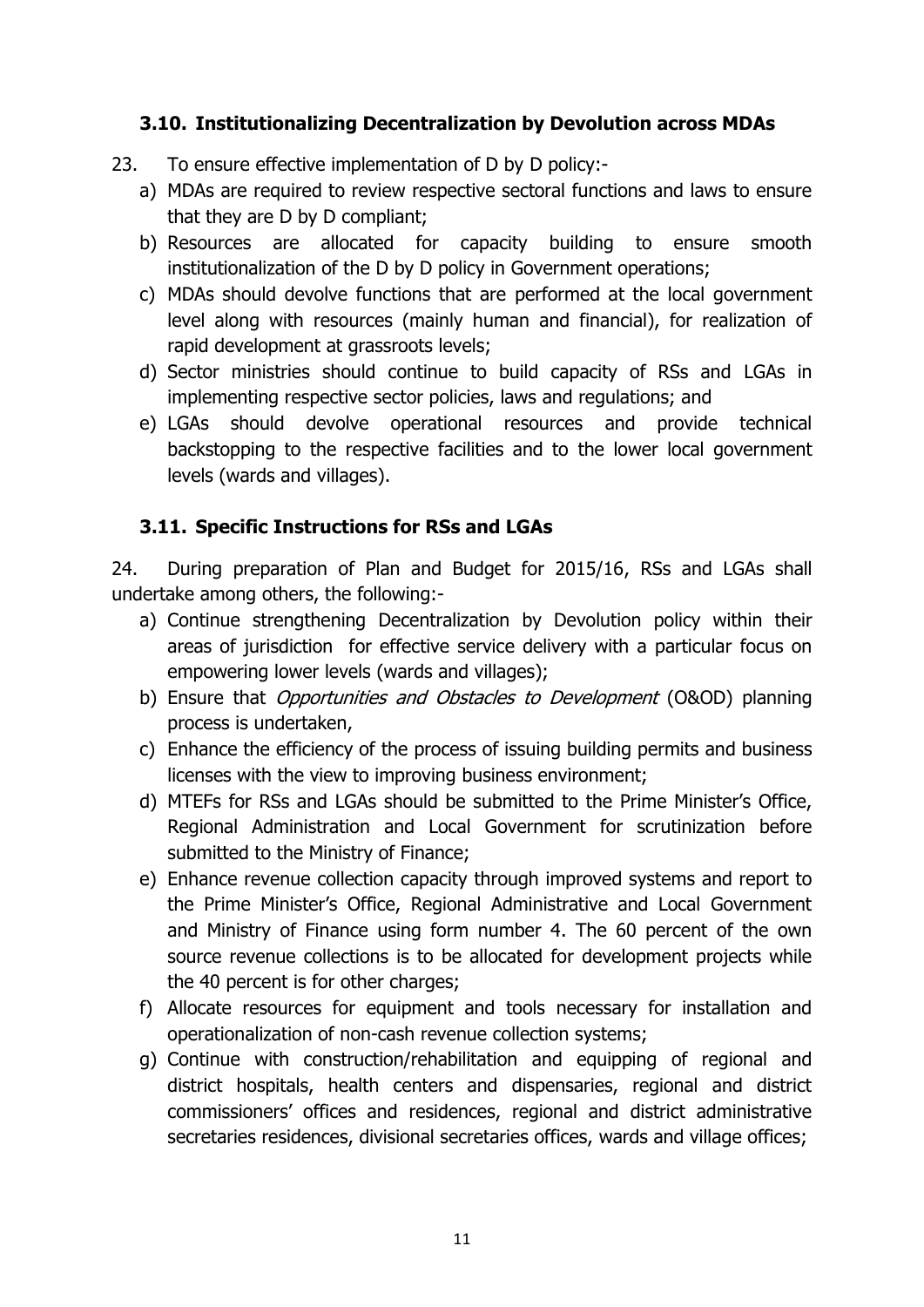### 3.10. Institutionalizing Decentralization by Devolution across MDAs

23. To ensure effective implementation of D by D policy:-

a) MDAs are required to review respective sectoral functions and laws to ensure that they are D by D compliant;
b) Resources are allocated for capacity building to ensure smooth institutionalization of the D by D policy in Government operations;
c) MDAs should devolve functions that are performed at the local government level along with resources (mainly human and financial), for realization of rapid development at grassroots levels;
d) Sector ministries should continue to build capacity of RSs and LGAs in implementing respective sector policies, laws and regulations; and
e) LGAs should devolve operational resources and provide technical backstopping to the respective facilities and to the lower local government levels (wards and villages).

### 3.11. Specific Instructions for RSs and LGAs

24. During preparation of Plan and Budget for 2015/16, RSs and LGAs shall undertake among others, the following:-

a) Continue strengthening Decentralization by Devolution policy within their areas of jurisdiction for effective service delivery with a particular focus on empowering lower levels (wards and villages);
b) Ensure that *Opportunities and Obstacles to Development* (O&OD) planning process is undertaken,
c) Enhance the efficiency of the process of issuing building permits and business licenses with the view to improving business environment;
d) MTEFs for RSs and LGAs should be submitted to the Prime Minister's Office, Regional Administration and Local Government for scrutinization before submitted to the Ministry of Finance;
e) Enhance revenue collection capacity through improved systems and report to the Prime Minister's Office, Regional Administrative and Local Government and Ministry of Finance using form number 4. The 60 percent of the own source revenue collections is to be allocated for development projects while the 40 percent is for other charges;
f) Allocate resources for equipment and tools necessary for installation and operationalization of non-cash revenue collection systems;
g) Continue with construction/rehabilitation and equipping of regional and district hospitals, health centers and dispensaries, regional and district commissioners' offices and residences, regional and district administrative secretaries residences, divisional secretaries offices, wards and village offices;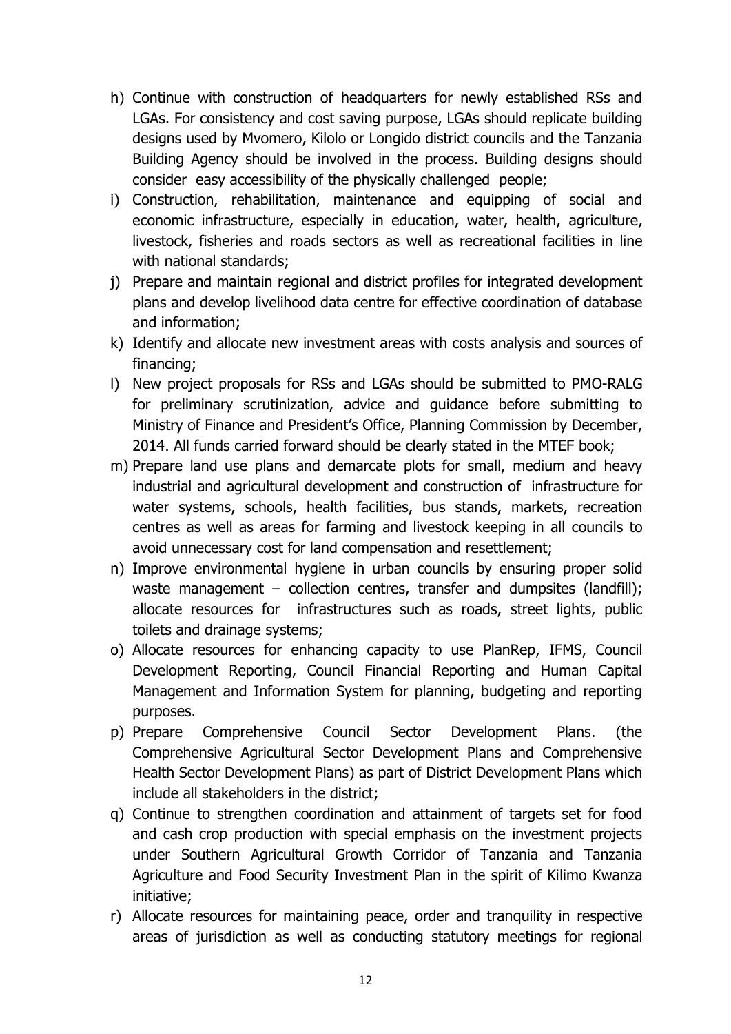h) Continue with construction of headquarters for newly established RSs and LGAs. For consistency and cost saving purpose, LGAs should replicate building designs used by Mvomero, Kilolo or Longido district councils and the Tanzania Building Agency should be involved in the process. Building designs should consider easy accessibility of the physically challenged people;

i) Construction, rehabilitation, maintenance and equipping of social and economic infrastructure, especially in education, water, health, agriculture, livestock, fisheries and roads sectors as well as recreational facilities in line with national standards;

j) Prepare and maintain regional and district profiles for integrated development plans and develop livelihood data centre for effective coordination of database and information;

k) Identify and allocate new investment areas with costs analysis and sources of financing;

l) New project proposals for RSs and LGAs should be submitted to PMO-RALG for preliminary scrutinization, advice and guidance before submitting to Ministry of Finance and President's Office, Planning Commission by December, 2014. All funds carried forward should be clearly stated in the MTEF book;

m) Prepare land use plans and demarcate plots for small, medium and heavy industrial and agricultural development and construction of infrastructure for water systems, schools, health facilities, bus stands, markets, recreation centres as well as areas for farming and livestock keeping in all councils to avoid unnecessary cost for land compensation and resettlement;

n) Improve environmental hygiene in urban councils by ensuring proper solid waste management – collection centres, transfer and dumpsites (landfill); allocate resources for infrastructures such as roads, street lights, public toilets and drainage systems;

o) Allocate resources for enhancing capacity to use PlanRep, IFMS, Council Development Reporting, Council Financial Reporting and Human Capital Management and Information System for planning, budgeting and reporting purposes.

p) Prepare Comprehensive Council Sector Development Plans. (the Comprehensive Agricultural Sector Development Plans and Comprehensive Health Sector Development Plans) as part of District Development Plans which include all stakeholders in the district;

q) Continue to strengthen coordination and attainment of targets set for food and cash crop production with special emphasis on the investment projects under Southern Agricultural Growth Corridor of Tanzania and Tanzania Agriculture and Food Security Investment Plan in the spirit of Kilimo Kwanza initiative;

r) Allocate resources for maintaining peace, order and tranquility in respective areas of jurisdiction as well as conducting statutory meetings for regional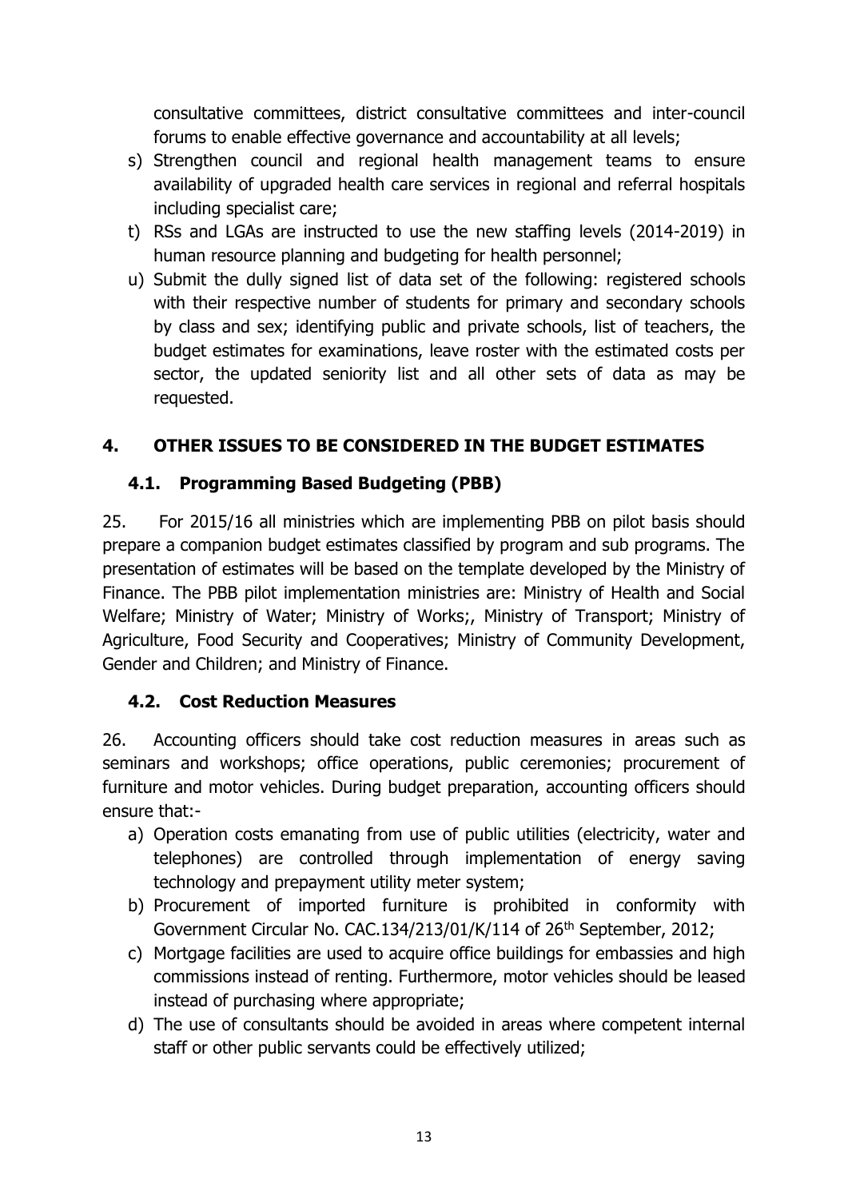consultative committees, district consultative committees and inter-council forums to enable effective governance and accountability at all levels;

s) Strengthen council and regional health management teams to ensure availability of upgraded health care services in regional and referral hospitals including specialist care;
t) RSs and LGAs are instructed to use the new staffing levels (2014-2019) in human resource planning and budgeting for health personnel;
u) Submit the dully signed list of data set of the following: registered schools with their respective number of students for primary and secondary schools by class and sex; identifying public and private schools, list of teachers, the budget estimates for examinations, leave roster with the estimated costs per sector, the updated seniority list and all other sets of data as may be requested.

## 4. OTHER ISSUES TO BE CONSIDERED IN THE BUDGET ESTIMATES

### 4.1. Programming Based Budgeting (PBB)

25. For 2015/16 all ministries which are implementing PBB on pilot basis should prepare a companion budget estimates classified by program and sub programs. The presentation of estimates will be based on the template developed by the Ministry of Finance. The PBB pilot implementation ministries are: Ministry of Health and Social Welfare; Ministry of Water; Ministry of Works;, Ministry of Transport; Ministry of Agriculture, Food Security and Cooperatives; Ministry of Community Development, Gender and Children; and Ministry of Finance.

### 4.2. Cost Reduction Measures

26. Accounting officers should take cost reduction measures in areas such as seminars and workshops; office operations, public ceremonies; procurement of furniture and motor vehicles. During budget preparation, accounting officers should ensure that:-

a) Operation costs emanating from use of public utilities (electricity, water and telephones) are controlled through implementation of energy saving technology and prepayment utility meter system;
b) Procurement of imported furniture is prohibited in conformity with Government Circular No. CAC.134/213/01/K/114 of 26th September, 2012;
c) Mortgage facilities are used to acquire office buildings for embassies and high commissions instead of renting. Furthermore, motor vehicles should be leased instead of purchasing where appropriate;
d) The use of consultants should be avoided in areas where competent internal staff or other public servants could be effectively utilized;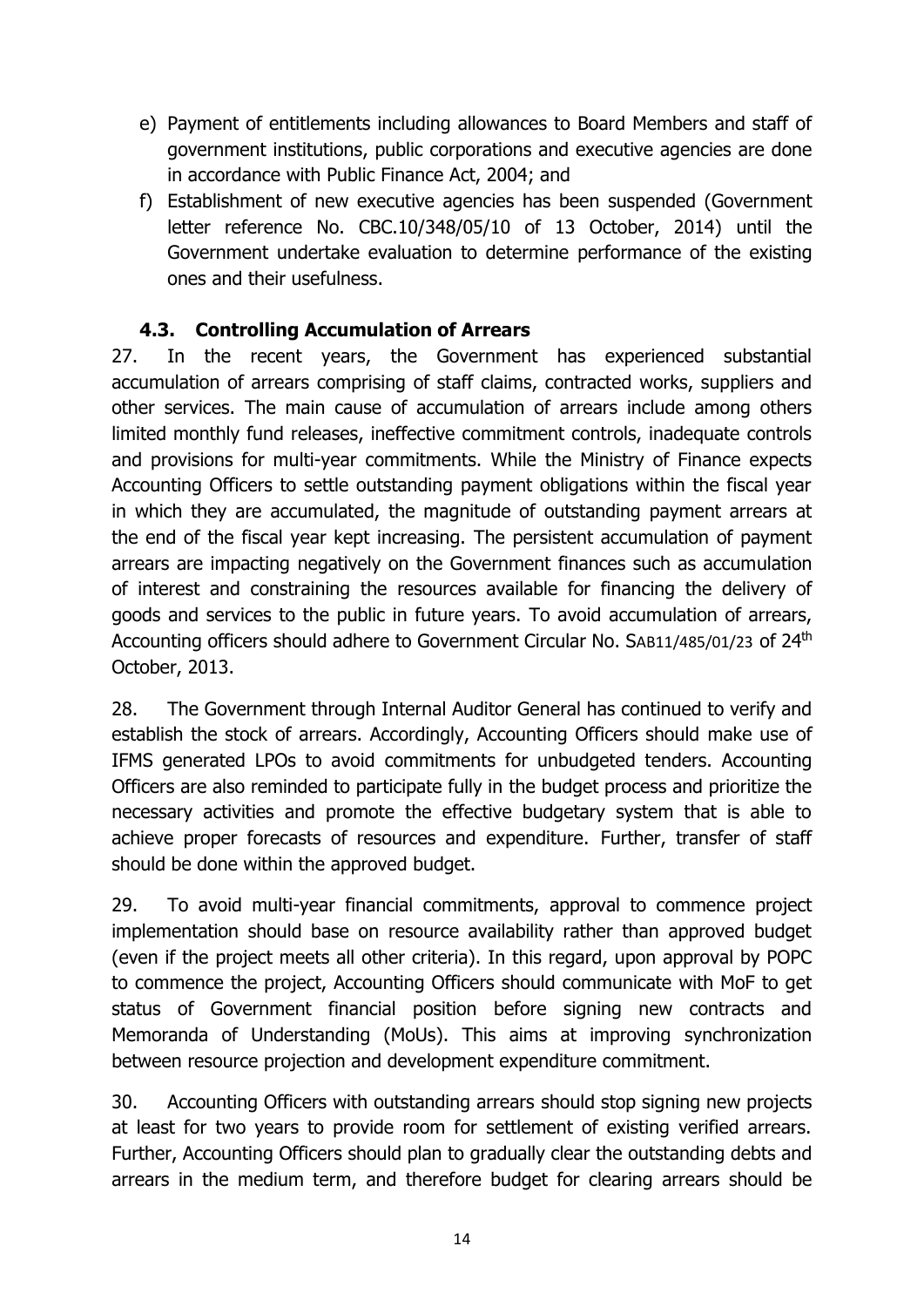e) Payment of entitlements including allowances to Board Members and staff of government institutions, public corporations and executive agencies are done in accordance with Public Finance Act, 2004; and

f) Establishment of new executive agencies has been suspended (Government letter reference No. CBC.10/348/05/10 of 13 October, 2014) until the Government undertake evaluation to determine performance of the existing ones and their usefulness.

### 4.3. Controlling Accumulation of Arrears

27. In the recent years, the Government has experienced substantial accumulation of arrears comprising of staff claims, contracted works, suppliers and other services. The main cause of accumulation of arrears include among others limited monthly fund releases, ineffective commitment controls, inadequate controls and provisions for multi-year commitments. While the Ministry of Finance expects Accounting Officers to settle outstanding payment obligations within the fiscal year in which they are accumulated, the magnitude of outstanding payment arrears at the end of the fiscal year kept increasing. The persistent accumulation of payment arrears are impacting negatively on the Government finances such as accumulation of interest and constraining the resources available for financing the delivery of goods and services to the public in future years. To avoid accumulation of arrears, Accounting officers should adhere to Government Circular No. SAB11/485/01/23 of 24th October, 2013.

28. The Government through Internal Auditor General has continued to verify and establish the stock of arrears. Accordingly, Accounting Officers should make use of IFMS generated LPOs to avoid commitments for unbudgeted tenders. Accounting Officers are also reminded to participate fully in the budget process and prioritize the necessary activities and promote the effective budgetary system that is able to achieve proper forecasts of resources and expenditure. Further, transfer of staff should be done within the approved budget.

29. To avoid multi-year financial commitments, approval to commence project implementation should base on resource availability rather than approved budget (even if the project meets all other criteria). In this regard, upon approval by POPC to commence the project, Accounting Officers should communicate with MoF to get status of Government financial position before signing new contracts and Memoranda of Understanding (MoUs). This aims at improving synchronization between resource projection and development expenditure commitment.

30. Accounting Officers with outstanding arrears should stop signing new projects at least for two years to provide room for settlement of existing verified arrears. Further, Accounting Officers should plan to gradually clear the outstanding debts and arrears in the medium term, and therefore budget for clearing arrears should be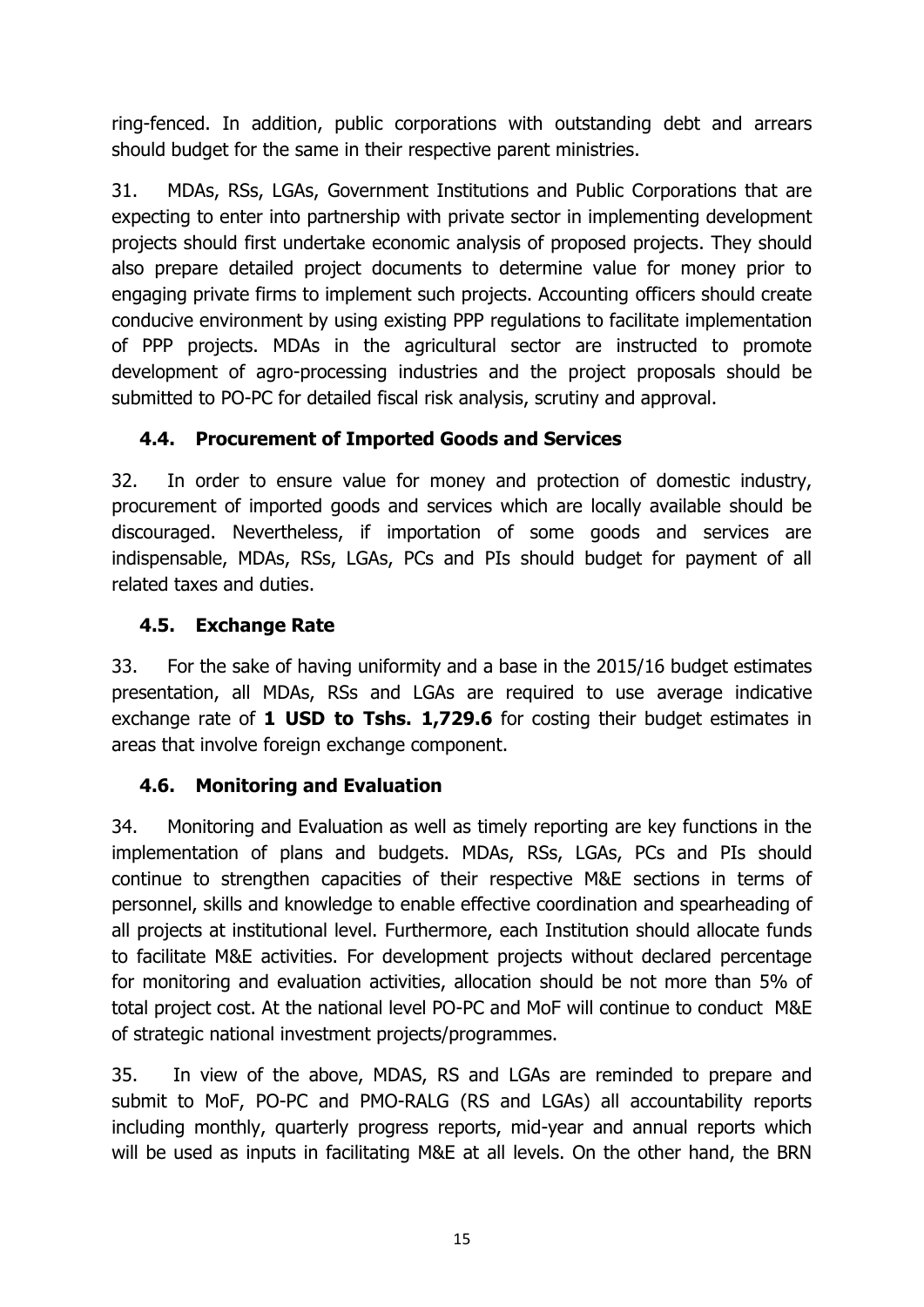ring-fenced. In addition, public corporations with outstanding debt and arrears should budget for the same in their respective parent ministries.

31. MDAs, RSs, LGAs, Government Institutions and Public Corporations that are expecting to enter into partnership with private sector in implementing development projects should first undertake economic analysis of proposed projects. They should also prepare detailed project documents to determine value for money prior to engaging private firms to implement such projects. Accounting officers should create conducive environment by using existing PPP regulations to facilitate implementation of PPP projects. MDAs in the agricultural sector are instructed to promote development of agro-processing industries and the project proposals should be submitted to PO-PC for detailed fiscal risk analysis, scrutiny and approval.

### 4.4. Procurement of Imported Goods and Services

32. In order to ensure value for money and protection of domestic industry, procurement of imported goods and services which are locally available should be discouraged. Nevertheless, if importation of some goods and services are indispensable, MDAs, RSs, LGAs, PCs and PIs should budget for payment of all related taxes and duties.

### 4.5. Exchange Rate

33. For the sake of having uniformity and a base in the 2015/16 budget estimates presentation, all MDAs, RSs and LGAs are required to use average indicative exchange rate of **1 USD to Tshs. 1,729.6** for costing their budget estimates in areas that involve foreign exchange component.

### 4.6. Monitoring and Evaluation

34. Monitoring and Evaluation as well as timely reporting are key functions in the implementation of plans and budgets. MDAs, RSs, LGAs, PCs and PIs should continue to strengthen capacities of their respective M&E sections in terms of personnel, skills and knowledge to enable effective coordination and spearheading of all projects at institutional level. Furthermore, each Institution should allocate funds to facilitate M&E activities. For development projects without declared percentage for monitoring and evaluation activities, allocation should be not more than 5% of total project cost. At the national level PO-PC and MoF will continue to conduct M&E of strategic national investment projects/programmes.

35. In view of the above, MDAS, RS and LGAs are reminded to prepare and submit to MoF, PO-PC and PMO-RALG (RS and LGAs) all accountability reports including monthly, quarterly progress reports, mid-year and annual reports which will be used as inputs in facilitating M&E at all levels. On the other hand, the BRN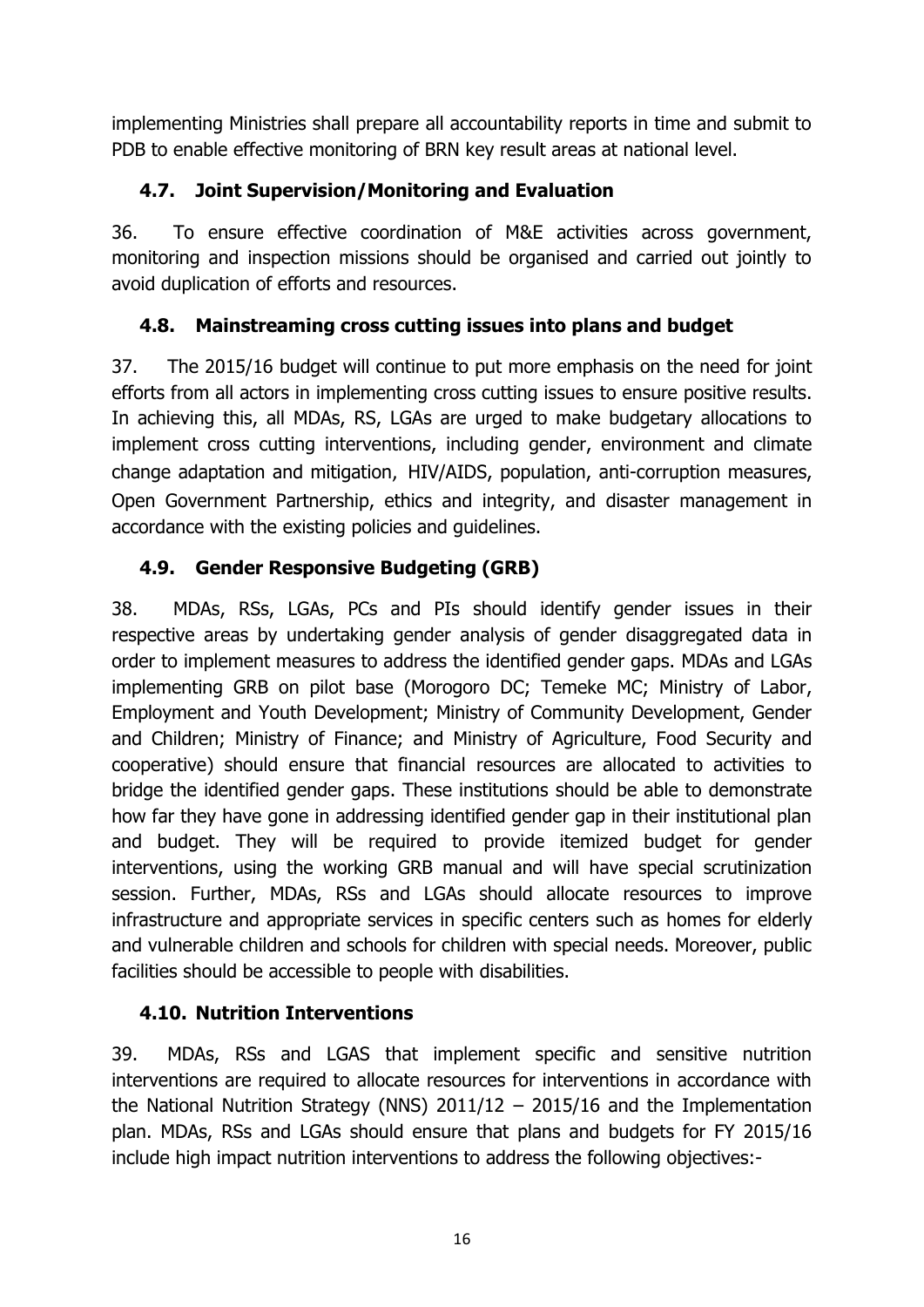implementing Ministries shall prepare all accountability reports in time and submit to PDB to enable effective monitoring of BRN key result areas at national level.

### 4.7. Joint Supervision/Monitoring and Evaluation

36. To ensure effective coordination of M&E activities across government, monitoring and inspection missions should be organised and carried out jointly to avoid duplication of efforts and resources.

### 4.8. Mainstreaming cross cutting issues into plans and budget

37. The 2015/16 budget will continue to put more emphasis on the need for joint efforts from all actors in implementing cross cutting issues to ensure positive results. In achieving this, all MDAs, RS, LGAs are urged to make budgetary allocations to implement cross cutting interventions, including gender, environment and climate change adaptation and mitigation, HIV/AIDS, population, anti-corruption measures, Open Government Partnership, ethics and integrity, and disaster management in accordance with the existing policies and guidelines.

### 4.9. Gender Responsive Budgeting (GRB)

38. MDAs, RSs, LGAs, PCs and PIs should identify gender issues in their respective areas by undertaking gender analysis of gender disaggregated data in order to implement measures to address the identified gender gaps. MDAs and LGAs implementing GRB on pilot base (Morogoro DC; Temeke MC; Ministry of Labor, Employment and Youth Development; Ministry of Community Development, Gender and Children; Ministry of Finance; and Ministry of Agriculture, Food Security and cooperative) should ensure that financial resources are allocated to activities to bridge the identified gender gaps. These institutions should be able to demonstrate how far they have gone in addressing identified gender gap in their institutional plan and budget. They will be required to provide itemized budget for gender interventions, using the working GRB manual and will have special scrutinization session. Further, MDAs, RSs and LGAs should allocate resources to improve infrastructure and appropriate services in specific centers such as homes for elderly and vulnerable children and schools for children with special needs. Moreover, public facilities should be accessible to people with disabilities.

### 4.10. Nutrition Interventions

39. MDAs, RSs and LGAS that implement specific and sensitive nutrition interventions are required to allocate resources for interventions in accordance with the National Nutrition Strategy (NNS) 2011/12 – 2015/16 and the Implementation plan. MDAs, RSs and LGAs should ensure that plans and budgets for FY 2015/16 include high impact nutrition interventions to address the following objectives:-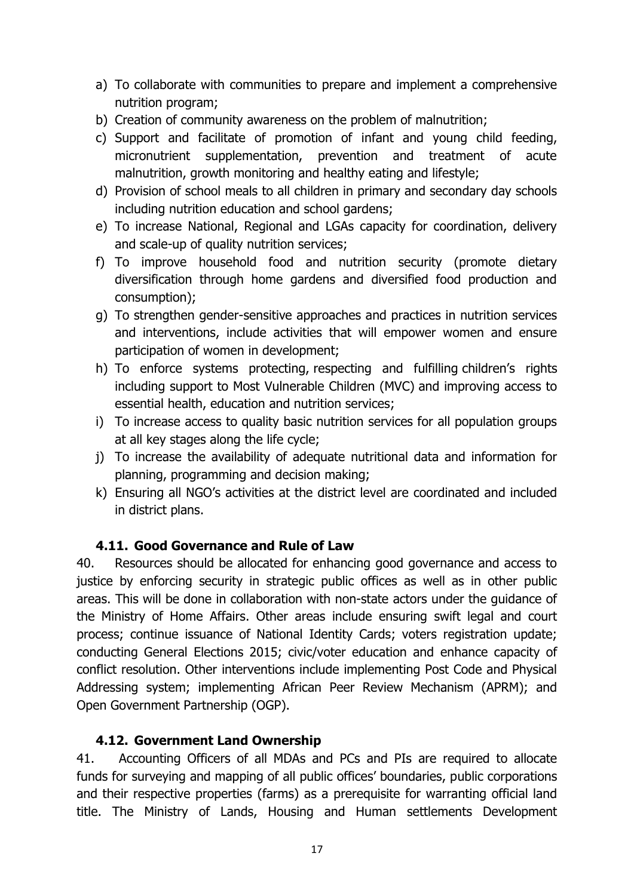a) To collaborate with communities to prepare and implement a comprehensive nutrition program;
b) Creation of community awareness on the problem of malnutrition;
c) Support and facilitate of promotion of infant and young child feeding, micronutrient supplementation, prevention and treatment of acute malnutrition, growth monitoring and healthy eating and lifestyle;
d) Provision of school meals to all children in primary and secondary day schools including nutrition education and school gardens;
e) To increase National, Regional and LGAs capacity for coordination, delivery and scale-up of quality nutrition services;
f) To improve household food and nutrition security (promote dietary diversification through home gardens and diversified food production and consumption);
g) To strengthen gender-sensitive approaches and practices in nutrition services and interventions, include activities that will empower women and ensure participation of women in development;
h) To enforce systems protecting, respecting and fulfilling children's rights including support to Most Vulnerable Children (MVC) and improving access to essential health, education and nutrition services;
i) To increase access to quality basic nutrition services for all population groups at all key stages along the life cycle;
j) To increase the availability of adequate nutritional data and information for planning, programming and decision making;
k) Ensuring all NGO's activities at the district level are coordinated and included in district plans.

### 4.11. Good Governance and Rule of Law

40. Resources should be allocated for enhancing good governance and access to justice by enforcing security in strategic public offices as well as in other public areas. This will be done in collaboration with non-state actors under the guidance of the Ministry of Home Affairs. Other areas include ensuring swift legal and court process; continue issuance of National Identity Cards; voters registration update; conducting General Elections 2015; civic/voter education and enhance capacity of conflict resolution. Other interventions include implementing Post Code and Physical Addressing system; implementing African Peer Review Mechanism (APRM); and Open Government Partnership (OGP).

### 4.12. Government Land Ownership

41. Accounting Officers of all MDAs and PCs and PIs are required to allocate funds for surveying and mapping of all public offices' boundaries, public corporations and their respective properties (farms) as a prerequisite for warranting official land title. The Ministry of Lands, Housing and Human settlements Development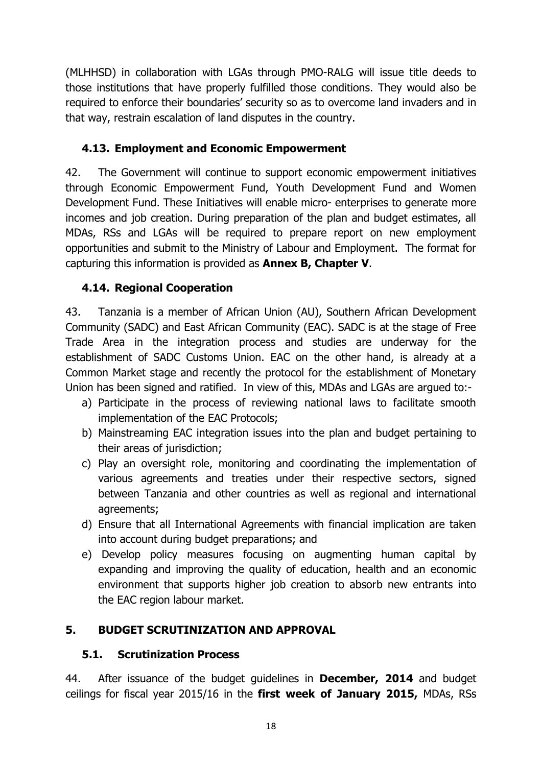(MLHHSD) in collaboration with LGAs through PMO-RALG will issue title deeds to those institutions that have properly fulfilled those conditions. They would also be required to enforce their boundaries' security so as to overcome land invaders and in that way, restrain escalation of land disputes in the country.

### 4.13. Employment and Economic Empowerment

42. The Government will continue to support economic empowerment initiatives through Economic Empowerment Fund, Youth Development Fund and Women Development Fund. These Initiatives will enable micro- enterprises to generate more incomes and job creation. During preparation of the plan and budget estimates, all MDAs, RSs and LGAs will be required to prepare report on new employment opportunities and submit to the Ministry of Labour and Employment. The format for capturing this information is provided as **Annex B, Chapter V**.

### 4.14. Regional Cooperation

43. Tanzania is a member of African Union (AU), Southern African Development Community (SADC) and East African Community (EAC). SADC is at the stage of Free Trade Area in the integration process and studies are underway for the establishment of SADC Customs Union. EAC on the other hand, is already at a Common Market stage and recently the protocol for the establishment of Monetary Union has been signed and ratified. In view of this, MDAs and LGAs are argued to:-

a) Participate in the process of reviewing national laws to facilitate smooth implementation of the EAC Protocols;
b) Mainstreaming EAC integration issues into the plan and budget pertaining to their areas of jurisdiction;
c) Play an oversight role, monitoring and coordinating the implementation of various agreements and treaties under their respective sectors, signed between Tanzania and other countries as well as regional and international agreements;
d) Ensure that all International Agreements with financial implication are taken into account during budget preparations; and
e) Develop policy measures focusing on augmenting human capital by expanding and improving the quality of education, health and an economic environment that supports higher job creation to absorb new entrants into the EAC region labour market.

## 5. BUDGET SCRUTINIZATION AND APPROVAL

### 5.1. Scrutinization Process

44. After issuance of the budget guidelines in **December, 2014** and budget ceilings for fiscal year 2015/16 in the **first week of January 2015,** MDAs, RSs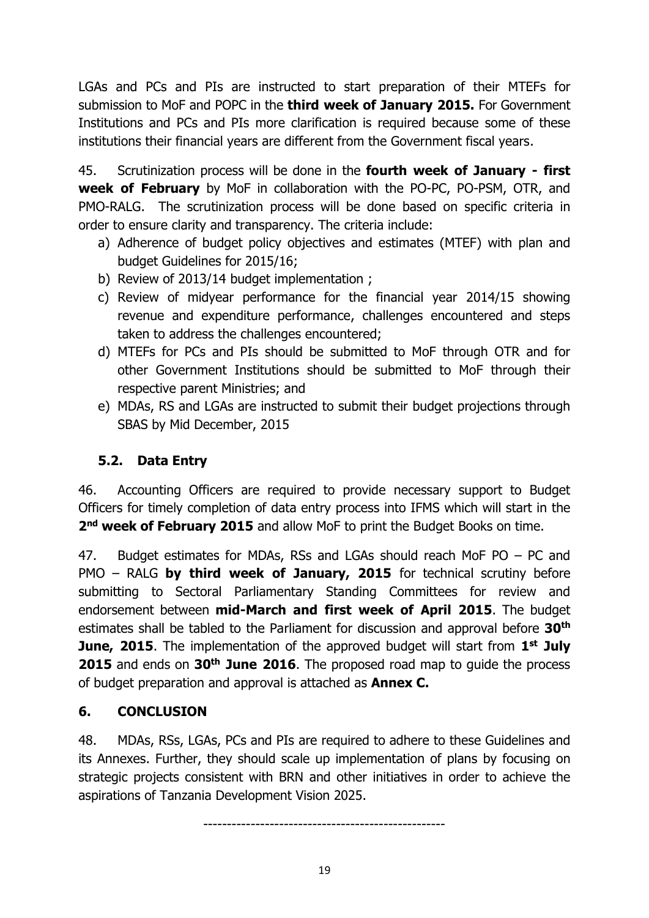LGAs and PCs and PIs are instructed to start preparation of their MTEFs for submission to MoF and POPC in the **third week of January 2015.** For Government Institutions and PCs and PIs more clarification is required because some of these institutions their financial years are different from the Government fiscal years.

45. Scrutinization process will be done in the **fourth week of January - first week of February** by MoF in collaboration with the PO-PC, PO-PSM, OTR, and PMO-RALG. The scrutinization process will be done based on specific criteria in order to ensure clarity and transparency. The criteria include:

a) Adherence of budget policy objectives and estimates (MTEF) with plan and budget Guidelines for 2015/16;
b) Review of 2013/14 budget implementation ;
c) Review of midyear performance for the financial year 2014/15 showing revenue and expenditure performance, challenges encountered and steps taken to address the challenges encountered;
d) MTEFs for PCs and PIs should be submitted to MoF through OTR and for other Government Institutions should be submitted to MoF through their respective parent Ministries; and
e) MDAs, RS and LGAs are instructed to submit their budget projections through SBAS by Mid December, 2015

## 5.2. Data Entry

46. Accounting Officers are required to provide necessary support to Budget Officers for timely completion of data entry process into IFMS which will start in the **2nd week of February 2015** and allow MoF to print the Budget Books on time.

47. Budget estimates for MDAs, RSs and LGAs should reach MoF PO – PC and PMO – RALG **by third week of January, 2015** for technical scrutiny before submitting to Sectoral Parliamentary Standing Committees for review and endorsement between **mid-March and first week of April 2015**. The budget estimates shall be tabled to the Parliament for discussion and approval before **30th June, 2015**. The implementation of the approved budget will start from **1st July 2015** and ends on **30th June 2016**. The proposed road map to guide the process of budget preparation and approval is attached as **Annex C.**

# 6. CONCLUSION

48. MDAs, RSs, LGAs, PCs and PIs are required to adhere to these Guidelines and its Annexes. Further, they should scale up implementation of plans by focusing on strategic projects consistent with BRN and other initiatives in order to achieve the aspirations of Tanzania Development Vision 2025.

--------------------------------------------------